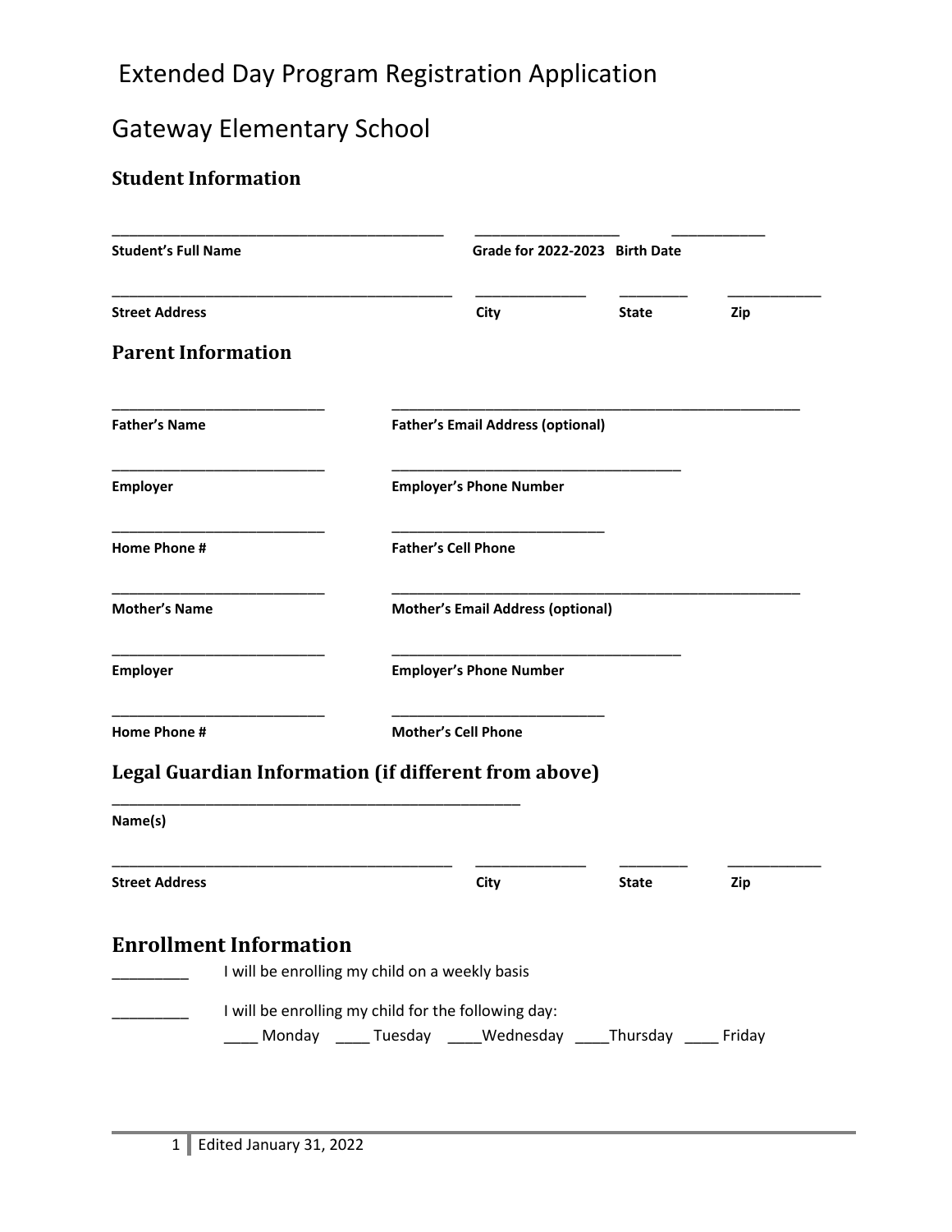# Extended Day Program Registration Application

## Gateway Elementary School

### Student Information

_______________________________________________ ____________________ _____________

**Student's Full Name** **Grade for 2022-2023** **Birth Date**

________________________________________________ _______________ __________ _____________

**Street Address** **City** **State** **Zip**

### Parent Information

______________________________ ________________________________________________________

**Father's Name** **Father's Email Address (optional)**

______________________________ ________________________________________

**Employer** **Employer's Phone Number**

______________________________ ______________________________

**Home Phone #** **Father's Cell Phone**

______________________________ ________________________________________________________

**Mother's Name** **Mother's Email Address (optional)**

______________________________ ________________________________________

**Employer** **Employer's Phone Number**

______________________________ ______________________________

**Home Phone #** **Mother's Cell Phone**

### Legal Guardian Information (if different from above)

_________________________________________________________

**Name(s)**

________________________________________________ _______________ __________ _____________

**Street Address** **City** **State** **Zip**

### Enrollment Information

__________ I will be enrolling my child on a weekly basis

__________ I will be enrolling my child for the following day:

____ Monday ____ Tuesday ____Wednesday ____Thursday ____ Friday

Edited January 31, 2022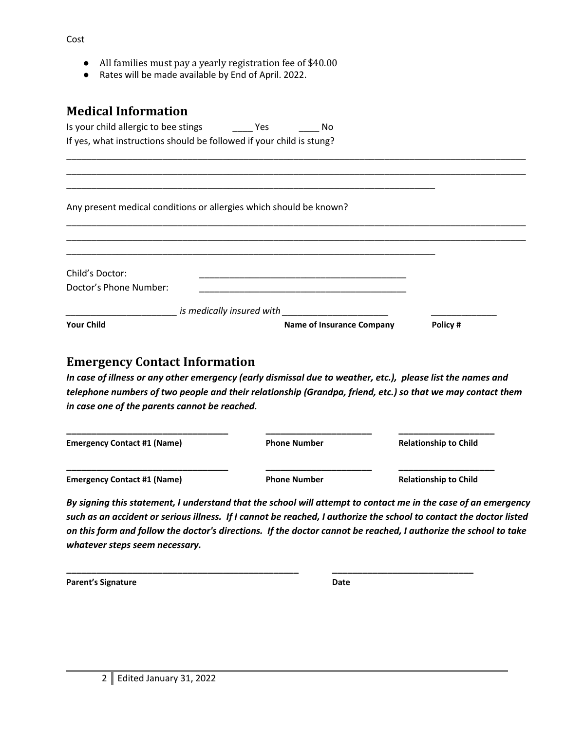Cost

- All families must pay a yearly registration fee of $40.00
- Rates will be made available by End of April. 2022.

## Medical Information

Is your child allergic to bee stings ____ Yes ____ No

If yes, what instructions should be followed if your child is stung?

______________________________________________________________________________________________

______________________________________________________________________________________________

______________________________________________________________________________

Any present medical conditions or allergies which should be known?

______________________________________________________________________________________________

______________________________________________________________________________________________

______________________________________________________________________________

Child's Doctor: ____________________________________________

Doctor's Phone Number: ____________________________________________

______________________ *is medically insured with* ______________________ _____________

**Your Child** **Name of Insurance Company** **Policy #**

## Emergency Contact Information

***In case of illness or any other emergency (early dismissal due to weather, etc.), please list the names and telephone numbers of two people and their relationship (Grandpa, friend, etc.) so that we may contact them in case one of the parents cannot be reached.***

| ______________________________ | ____________________ | __________________ |
| --- | --- | --- |
| **Emergency Contact #1 (Name)** | **Phone Number** | **Relationship to Child** |
| ______________________________ | ____________________ | __________________ |
| **Emergency Contact #1 (Name)** | **Phone Number** | **Relationship to Child** |

***By signing this statement, I understand that the school will attempt to contact me in the case of an emergency such as an accident or serious illness. If I cannot be reached, I authorize the school to contact the doctor listed on this form and follow the doctor's directions. If the doctor cannot be reached, I authorize the school to take whatever steps seem necessary.***

______________________________________________ ____________________________

**Parent's Signature** **Date**

Edited January 31, 2022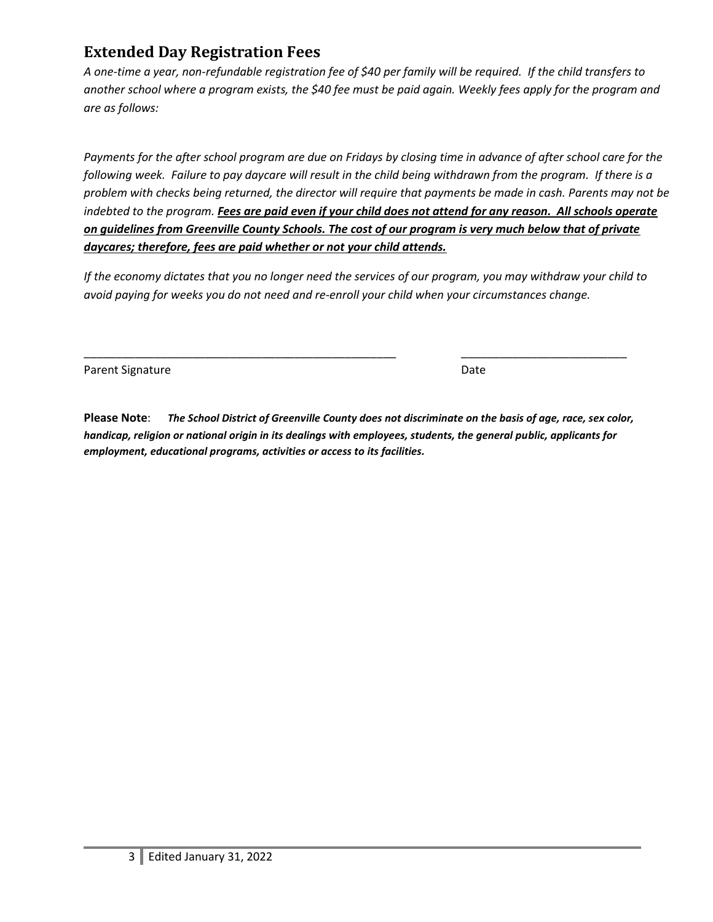## Extended Day Registration Fees

*A one-time a year, non-refundable registration fee of $40 per family will be required. If the child transfers to another school where a program exists, the $40 fee must be paid again. Weekly fees apply for the program and are as follows:*

*Payments for the after school program are due on Fridays by closing time in advance of after school care for the following week. Failure to pay daycare will result in the child being withdrawn from the program. If there is a problem with checks being returned, the director will require that payments be made in cash. Parents may not be indebted to the program.* ***Fees are paid even if your child does not attend for any reason. All schools operate on guidelines from Greenville County Schools. The cost of our program is very much below that of private daycares; therefore, fees are paid whether or not your child attends.***

*If the economy dictates that you no longer need the services of our program, you may withdraw your child to avoid paying for weeks you do not need and re-enroll your child when your circumstances change.*

\_\_\_\_\_\_\_\_\_\_\_\_\_\_\_\_\_\_\_\_\_\_\_\_\_\_\_\_\_\_\_\_\_\_\_\_\_\_\_\_\_\_\_\_\_\_\_\_ \_\_\_\_\_\_\_\_\_\_\_\_\_\_\_\_\_\_\_\_\_\_\_\_\_\_

Parent Signature Date

**Please Note**: ***The School District of Greenville County does not discriminate on the basis of age, race, sex color, handicap, religion or national origin in its dealings with employees, students, the general public, applicants for employment, educational programs, activities or access to its facilities.***

Edited January 31, 2022